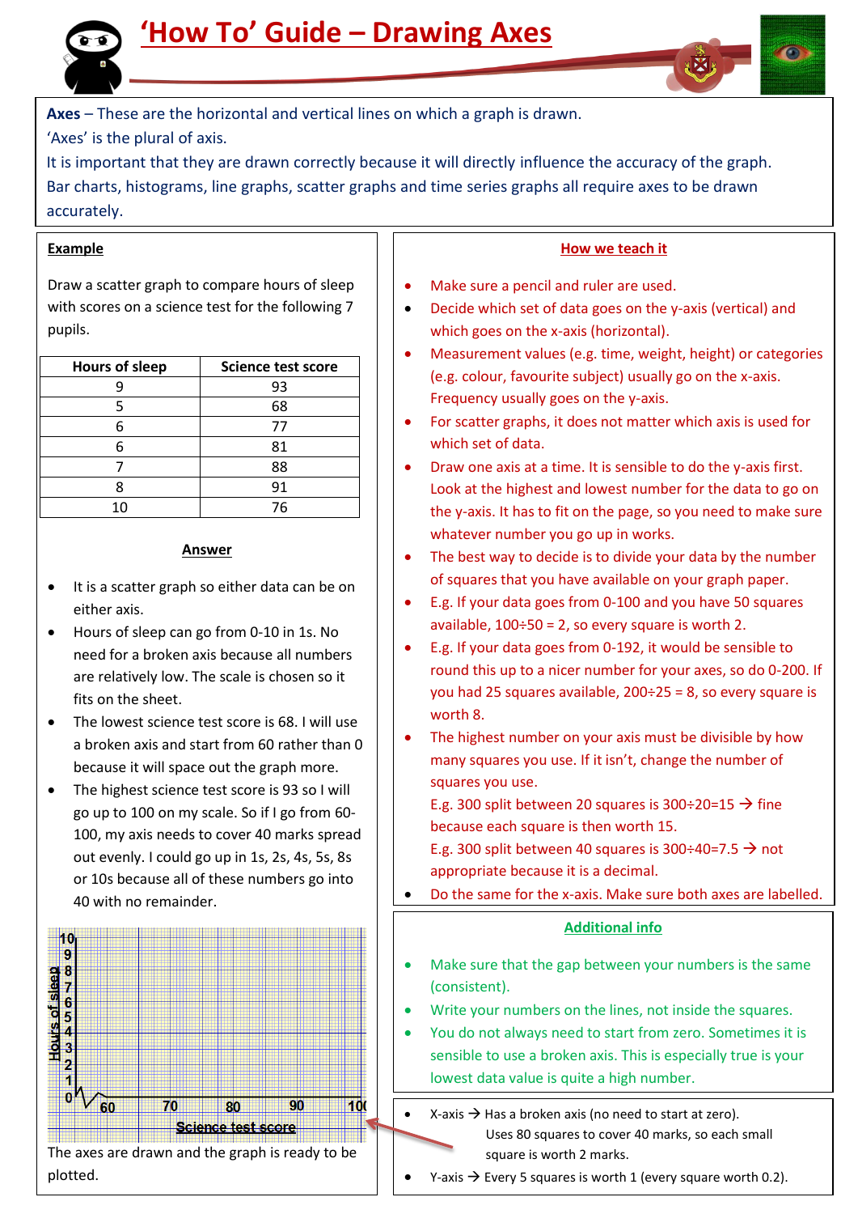# 'How To' Guide – Drawing Axes

**Axes** – These are the horizontal and vertical lines on which a graph is drawn.
'Axes' is the plural of axis.
It is important that they are drawn correctly because it will directly influence the accuracy of the graph.
Bar charts, histograms, line graphs, scatter graphs and time series graphs all require axes to be drawn accurately.

## Example

Draw a scatter graph to compare hours of sleep with scores on a science test for the following 7 pupils.

| Hours of sleep | Science test score |
|---|---|
| 9 | 93 |
| 5 | 68 |
| 6 | 77 |
| 6 | 81 |
| 7 | 88 |
| 8 | 91 |
| 10 | 76 |

### Answer

- It is a scatter graph so either data can be on either axis.
- Hours of sleep can go from 0-10 in 1s. No need for a broken axis because all numbers are relatively low. The scale is chosen so it fits on the sheet.
- The lowest science test score is 68. I will use a broken axis and start from 60 rather than 0 because it will space out the graph more.
- The highest science test score is 93 so I will go up to 100 on my scale. So if I go from 60-100, my axis needs to cover 40 marks spread out evenly. I could go up in 1s, 2s, 4s, 5s, 8s or 10s because all of these numbers go into 40 with no remainder.

The axes are drawn and the graph is ready to be plotted.

- X-axis → Has a broken axis (no need to start at zero). Uses 80 squares to cover 40 marks, so each small square is worth 2 marks.
- Y-axis → Every 5 squares is worth 1 (every square worth 0.2).

## How we teach it

- Make sure a pencil and ruler are used.
- Decide which set of data goes on the y-axis (vertical) and which goes on the x-axis (horizontal).
- Measurement values (e.g. time, weight, height) or categories (e.g. colour, favourite subject) usually go on the x-axis. Frequency usually goes on the y-axis.
- For scatter graphs, it does not matter which axis is used for which set of data.
- Draw one axis at a time. It is sensible to do the y-axis first. Look at the highest and lowest number for the data to go on the y-axis. It has to fit on the page, so you need to make sure whatever number you go up in works.
- The best way to decide is to divide your data by the number of squares that you have available on your graph paper.
- E.g. If your data goes from 0-100 and you have 50 squares available, 100÷50 = 2, so every square is worth 2.
- E.g. If your data goes from 0-192, it would be sensible to round this up to a nicer number for your axes, so do 0-200. If you had 25 squares available, 200÷25 = 8, so every square is worth 8.
- The highest number on your axis must be divisible by how many squares you use. If it isn't, change the number of squares you use.
  E.g. 300 split between 20 squares is 300÷20=15 → fine because each square is then worth 15.
  E.g. 300 split between 40 squares is 300÷40=7.5 → not appropriate because it is a decimal.
- Do the same for the x-axis. Make sure both axes are labelled.

## Additional info

- Make sure that the gap between your numbers is the same (consistent).
- Write your numbers on the lines, not inside the squares.
- You do not always need to start from zero. Sometimes it is sensible to use a broken axis. This is especially true is your lowest data value is quite a high number.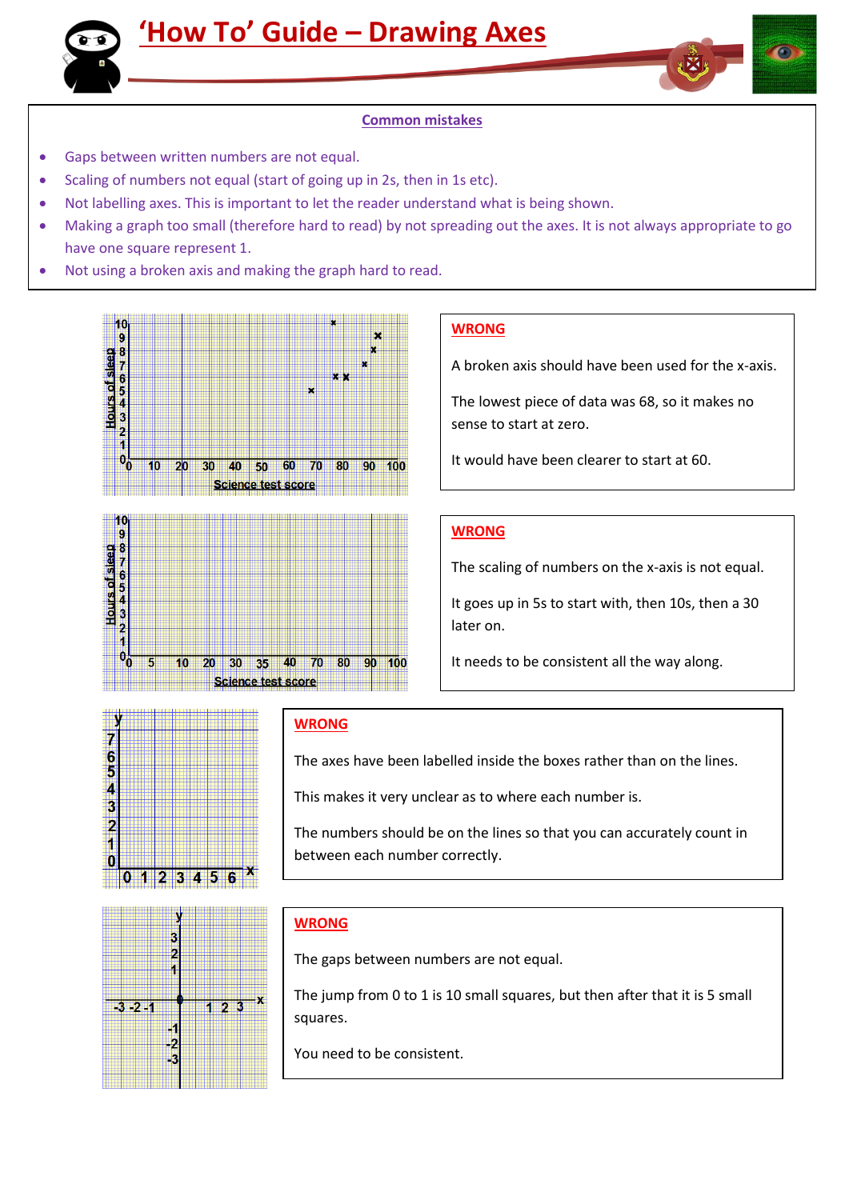# 'How To' Guide – Drawing Axes

## Common mistakes

- Gaps between written numbers are not equal.
- Scaling of numbers not equal (start of going up in 2s, then in 1s etc).
- Not labelling axes. This is important to let the reader understand what is being shown.
- Making a graph too small (therefore hard to read) by not spreading out the axes. It is not always appropriate to go have one square represent 1.
- Not using a broken axis and making the graph hard to read.

Hours of sleep
10
9
8
7
6
5
4
3
2
1
0
0 10 20 30 40 50 60 70 80 90 100
Science test score

**WRONG**

A broken axis should have been used for the x-axis.

The lowest piece of data was 68, so it makes no sense to start at zero.

It would have been clearer to start at 60.

Hours of sleep
10
9
8
7
6
5
4
3
2
1
0
0 5 10 20 30 35 40 70 80 90 100
Science test score

**WRONG**

The scaling of numbers on the x-axis is not equal.

It goes up in 5s to start with, then 10s, then a 30 later on.

It needs to be consistent all the way along.

y
7
6
5
4
3
2
1
0
0 1 2 3 4 5 6 x

**WRONG**

The axes have been labelled inside the boxes rather than on the lines.

This makes it very unclear as to where each number is.

The numbers should be on the lines so that you can accurately count in between each number correctly.

y
3
2
1
-3 -2 -1 0 1 2 3 x
-1
-2
-3

**WRONG**

The gaps between numbers are not equal.

The jump from 0 to 1 is 10 small squares, but then after that it is 5 small squares.

You need to be consistent.